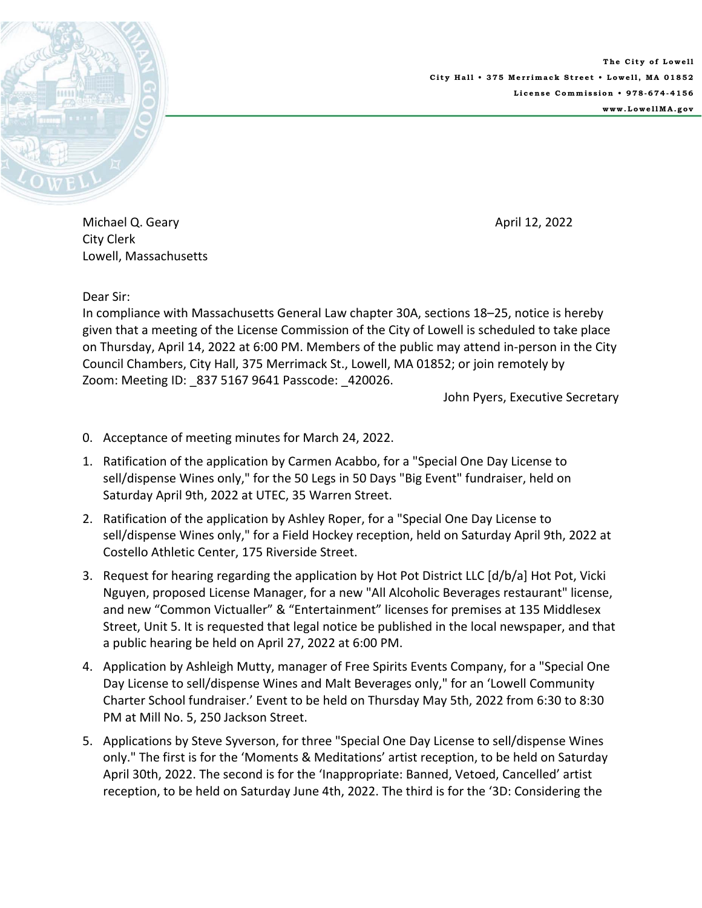The City of Lowell
City Hall • 375 Merrimack Street • Lowell, MA 01852
License Commission • 978-674-4156
www.LowellMA.gov

Michael Q. Geary
City Clerk
Lowell, Massachusetts

April 12, 2022

Dear Sir:
In compliance with Massachusetts General Law chapter 30A, sections 18–25, notice is hereby given that a meeting of the License Commission of the City of Lowell is scheduled to take place on Thursday, April 14, 2022 at 6:00 PM. Members of the public may attend in-person in the City Council Chambers, City Hall, 375 Merrimack St., Lowell, MA 01852; or join remotely by Zoom: Meeting ID: _837 5167 9641 Passcode: _420026.

John Pyers, Executive Secretary

0. Acceptance of meeting minutes for March 24, 2022.
1. Ratification of the application by Carmen Acabbo, for a "Special One Day License to sell/dispense Wines only," for the 50 Legs in 50 Days "Big Event" fundraiser, held on Saturday April 9th, 2022 at UTEC, 35 Warren Street.
2. Ratification of the application by Ashley Roper, for a "Special One Day License to sell/dispense Wines only," for a Field Hockey reception, held on Saturday April 9th, 2022 at Costello Athletic Center, 175 Riverside Street.
3. Request for hearing regarding the application by Hot Pot District LLC [d/b/a] Hot Pot, Vicki Nguyen, proposed License Manager, for a new "All Alcoholic Beverages restaurant" license, and new "Common Victualler" & "Entertainment" licenses for premises at 135 Middlesex Street, Unit 5. It is requested that legal notice be published in the local newspaper, and that a public hearing be held on April 27, 2022 at 6:00 PM.
4. Application by Ashleigh Mutty, manager of Free Spirits Events Company, for a "Special One Day License to sell/dispense Wines and Malt Beverages only," for an 'Lowell Community Charter School fundraiser.' Event to be held on Thursday May 5th, 2022 from 6:30 to 8:30 PM at Mill No. 5, 250 Jackson Street.
5. Applications by Steve Syverson, for three "Special One Day License to sell/dispense Wines only." The first is for the 'Moments & Meditations' artist reception, to be held on Saturday April 30th, 2022. The second is for the 'Inappropriate: Banned, Vetoed, Cancelled' artist reception, to be held on Saturday June 4th, 2022. The third is for the '3D: Considering the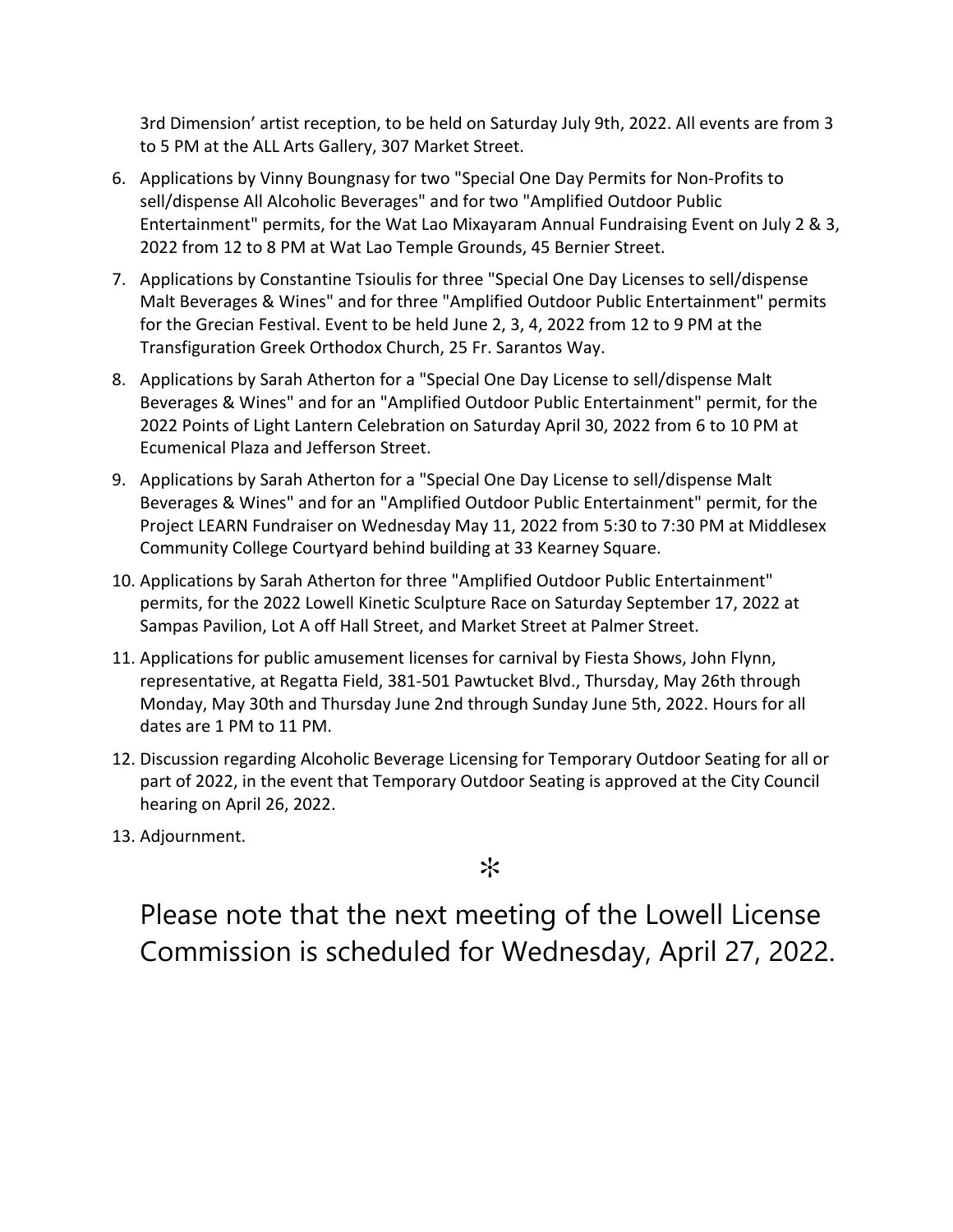3rd Dimension’ artist reception, to be held on Saturday July 9th, 2022. All events are from 3 to 5 PM at the ALL Arts Gallery, 307 Market Street.

6. Applications by Vinny Boungnasy for two "Special One Day Permits for Non-Profits to sell/dispense All Alcoholic Beverages" and for two "Amplified Outdoor Public Entertainment" permits, for the Wat Lao Mixayaram Annual Fundraising Event on July 2 & 3, 2022 from 12 to 8 PM at Wat Lao Temple Grounds, 45 Bernier Street.
7. Applications by Constantine Tsioulis for three "Special One Day Licenses to sell/dispense Malt Beverages & Wines" and for three "Amplified Outdoor Public Entertainment" permits for the Grecian Festival. Event to be held June 2, 3, 4, 2022 from 12 to 9 PM at the Transfiguration Greek Orthodox Church, 25 Fr. Sarantos Way.
8. Applications by Sarah Atherton for a "Special One Day License to sell/dispense Malt Beverages & Wines" and for an "Amplified Outdoor Public Entertainment" permit, for the 2022 Points of Light Lantern Celebration on Saturday April 30, 2022 from 6 to 10 PM at Ecumenical Plaza and Jefferson Street.
9. Applications by Sarah Atherton for a "Special One Day License to sell/dispense Malt Beverages & Wines" and for an "Amplified Outdoor Public Entertainment" permit, for the Project LEARN Fundraiser on Wednesday May 11, 2022 from 5:30 to 7:30 PM at Middlesex Community College Courtyard behind building at 33 Kearney Square.
10. Applications by Sarah Atherton for three "Amplified Outdoor Public Entertainment" permits, for the 2022 Lowell Kinetic Sculpture Race on Saturday September 17, 2022 at Sampas Pavilion, Lot A off Hall Street, and Market Street at Palmer Street.
11. Applications for public amusement licenses for carnival by Fiesta Shows, John Flynn, representative, at Regatta Field, 381-501 Pawtucket Blvd., Thursday, May 26th through Monday, May 30th and Thursday June 2nd through Sunday June 5th, 2022. Hours for all dates are 1 PM to 11 PM.
12. Discussion regarding Alcoholic Beverage Licensing for Temporary Outdoor Seating for all or part of 2022, in the event that Temporary Outdoor Seating is approved at the City Council hearing on April 26, 2022.
13. Adjournment.

⁂

## Please note that the next meeting of the Lowell License Commission is scheduled for Wednesday, April 27, 2022.